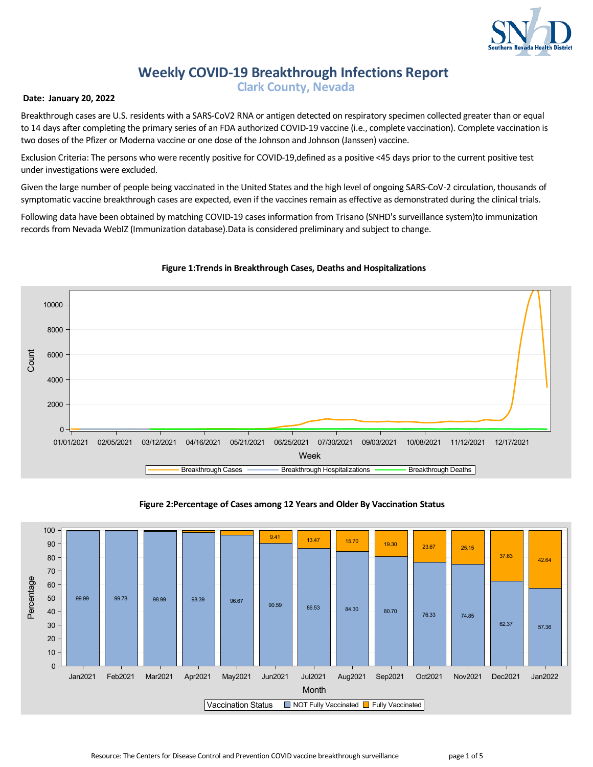# Weekly COVID-19 Breakthrough Infections Report

## Clark County, Nevada

**Date: January 20, 2022**

Breakthrough cases are U.S. residents with a SARS-CoV2 RNA or antigen detected on respiratory specimen collected greater than or equal to 14 days after completing the primary series of an FDA authorized COVID-19 vaccine (i.e., complete vaccination). Complete vaccination is two doses of the Pfizer or Moderna vaccine or one dose of the Johnson and Johnson (Janssen) vaccine.

Exclusion Criteria: The persons who were recently positive for COVID-19,defined as a positive <45 days prior to the current positive test under investigations were excluded.

Given the large number of people being vaccinated in the United States and the high level of ongoing SARS-CoV-2 circulation, thousands of symptomatic vaccine breakthrough cases are expected, even if the vaccines remain as effective as demonstrated during the clinical trials.

Following data have been obtained by matching COVID-19 cases information from Trisano (SNHD's surveillance system)to immunization records from Nevada WebIZ (Immunization database).Data is considered preliminary and subject to change.

**Figure 1:Trends in Breakthrough Cases, Deaths and Hospitalizations**

**Figure 2:Percentage of Cases among 12 Years and Older By Vaccination Status**

| Month | NOT Fully Vaccinated | Fully Vaccinated |
|---|---|---|
| Jan2021 | 99.99 | |
| Feb2021 | 99.78 | |
| Mar2021 | 98.99 | |
| Apr2021 | 98.39 | |
| May2021 | 96.67 | |
| Jun2021 | 90.59 | 9.41 |
| Jul2021 | 86.53 | 13.47 |
| Aug2021 | 84.30 | 15.70 |
| Sep2021 | 80.70 | 19.30 |
| Oct2021 | 76.33 | 23.67 |
| Nov2021 | 74.85 | 25.15 |
| Dec2021 | 62.37 | 37.63 |
| Jan2022 | 57.36 | 42.64 |

Resource: The Centers for Disease Control and Prevention COVID vaccine breakthrough surveillance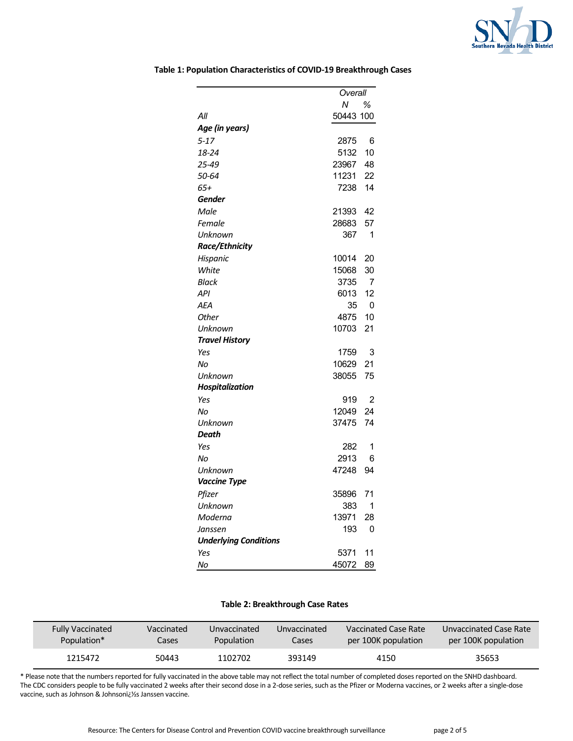**Table 1: Population Characteristics of COVID-19 Breakthrough Cases**

| | Overall | |
|---|---|---|
| | *N* | *%* |
| *All* | 50443 | 100 |
| ***Age (in years)*** | | |
| *5-17* | 2875 | 6 |
| *18-24* | 5132 | 10 |
| *25-49* | 23967 | 48 |
| *50-64* | 11231 | 22 |
| *65+* | 7238 | 14 |
| ***Gender*** | | |
| *Male* | 21393 | 42 |
| *Female* | 28683 | 57 |
| *Unknown* | 367 | 1 |
| ***Race/Ethnicity*** | | |
| *Hispanic* | 10014 | 20 |
| *White* | 15068 | 30 |
| *Black* | 3735 | 7 |
| *API* | 6013 | 12 |
| *AEA* | 35 | 0 |
| *Other* | 4875 | 10 |
| *Unknown* | 10703 | 21 |
| ***Travel History*** | | |
| *Yes* | 1759 | 3 |
| *No* | 10629 | 21 |
| *Unknown* | 38055 | 75 |
| ***Hospitalization*** | | |
| *Yes* | 919 | 2 |
| *No* | 12049 | 24 |
| *Unknown* | 37475 | 74 |
| ***Death*** | | |
| *Yes* | 282 | 1 |
| *No* | 2913 | 6 |
| *Unknown* | 47248 | 94 |
| ***Vaccine Type*** | | |
| *Pfizer* | 35896 | 71 |
| *Unknown* | 383 | 1 |
| *Moderna* | 13971 | 28 |
| *Janssen* | 193 | 0 |
| ***Underlying Conditions*** | | |
| *Yes* | 5371 | 11 |
| *No* | 45072 | 89 |

**Table 2: Breakthrough Case Rates**

| Fully Vaccinated Population* | Vaccinated Cases | Unvaccinated Population | Unvaccinated Cases | Vaccinated Case Rate per 100K population | Unvaccinated Case Rate per 100K population |
|---|---|---|---|---|---|
| 1215472 | 50443 | 1102702 | 393149 | 4150 | 35653 |

* Please note that the numbers reported for fully vaccinated in the above table may not reflect the total number of completed doses reported on the SNHD dashboard. The CDC considers people to be fully vaccinated 2 weeks after their second dose in a 2-dose series, such as the Pfizer or Moderna vaccines, or 2 weeks after a single-dose vaccine, such as Johnson & Johnson¿½s Janssen vaccine.

Resource: The Centers for Disease Control and Prevention COVID vaccine breakthrough surveillance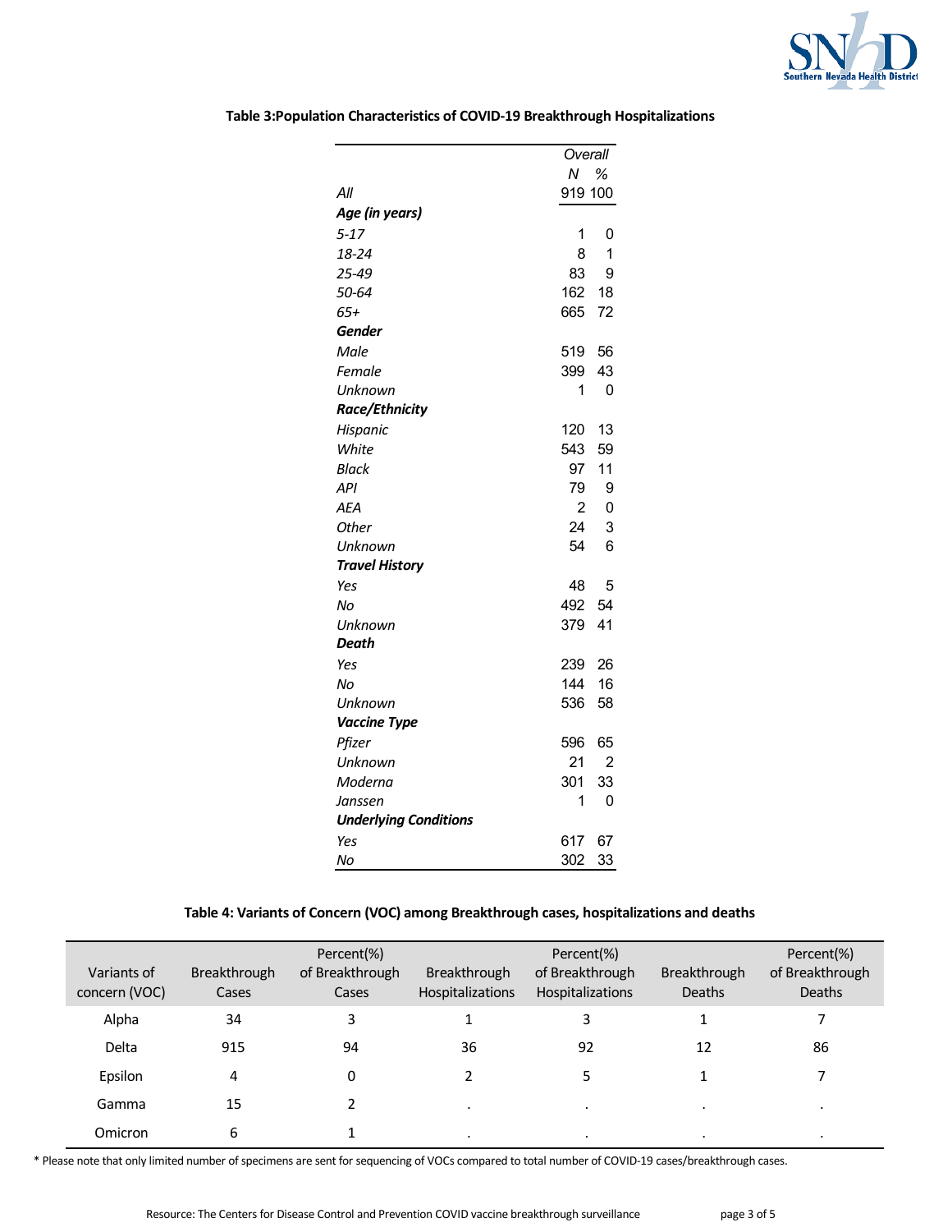**Table 3:Population Characteristics of COVID-19 Breakthrough Hospitalizations**

| | Overall | |
|---|---|---|
| | *N* | *%* |
| *All* | 919 | 100 |
| ***Age (in years)*** | | |
| *5-17* | 1 | 0 |
| *18-24* | 8 | 1 |
| *25-49* | 83 | 9 |
| *50-64* | 162 | 18 |
| *65+* | 665 | 72 |
| ***Gender*** | | |
| *Male* | 519 | 56 |
| *Female* | 399 | 43 |
| *Unknown* | 1 | 0 |
| ***Race/Ethnicity*** | | |
| *Hispanic* | 120 | 13 |
| *White* | 543 | 59 |
| *Black* | 97 | 11 |
| *API* | 79 | 9 |
| *AEA* | 2 | 0 |
| *Other* | 24 | 3 |
| *Unknown* | 54 | 6 |
| ***Travel History*** | | |
| *Yes* | 48 | 5 |
| *No* | 492 | 54 |
| *Unknown* | 379 | 41 |
| ***Death*** | | |
| *Yes* | 239 | 26 |
| *No* | 144 | 16 |
| *Unknown* | 536 | 58 |
| ***Vaccine Type*** | | |
| *Pfizer* | 596 | 65 |
| *Unknown* | 21 | 2 |
| *Moderna* | 301 | 33 |
| *Janssen* | 1 | 0 |
| ***Underlying Conditions*** | | |
| *Yes* | 617 | 67 |
| *No* | 302 | 33 |

**Table 4: Variants of Concern (VOC) among Breakthrough cases, hospitalizations and deaths**

| Variants of concern (VOC) | Breakthrough Cases | Percent(%) of Breakthrough Cases | Breakthrough Hospitalizations | Percent(%) of Breakthrough Hospitalizations | Breakthrough Deaths | Percent(%) of Breakthrough Deaths |
|---|---|---|---|---|---|---|
| Alpha | 34 | 3 | 1 | 3 | 1 | 7 |
| Delta | 915 | 94 | 36 | 92 | 12 | 86 |
| Epsilon | 4 | 0 | 2 | 5 | 1 | 7 |
| Gamma | 15 | 2 | . | . | . | . |
| Omicron | 6 | 1 | . | . | . | . |

* Please note that only limited number of specimens are sent for sequencing of VOCs compared to total number of COVID-19 cases/breakthrough cases.

Resource: The Centers for Disease Control and Prevention COVID vaccine breakthrough surveillance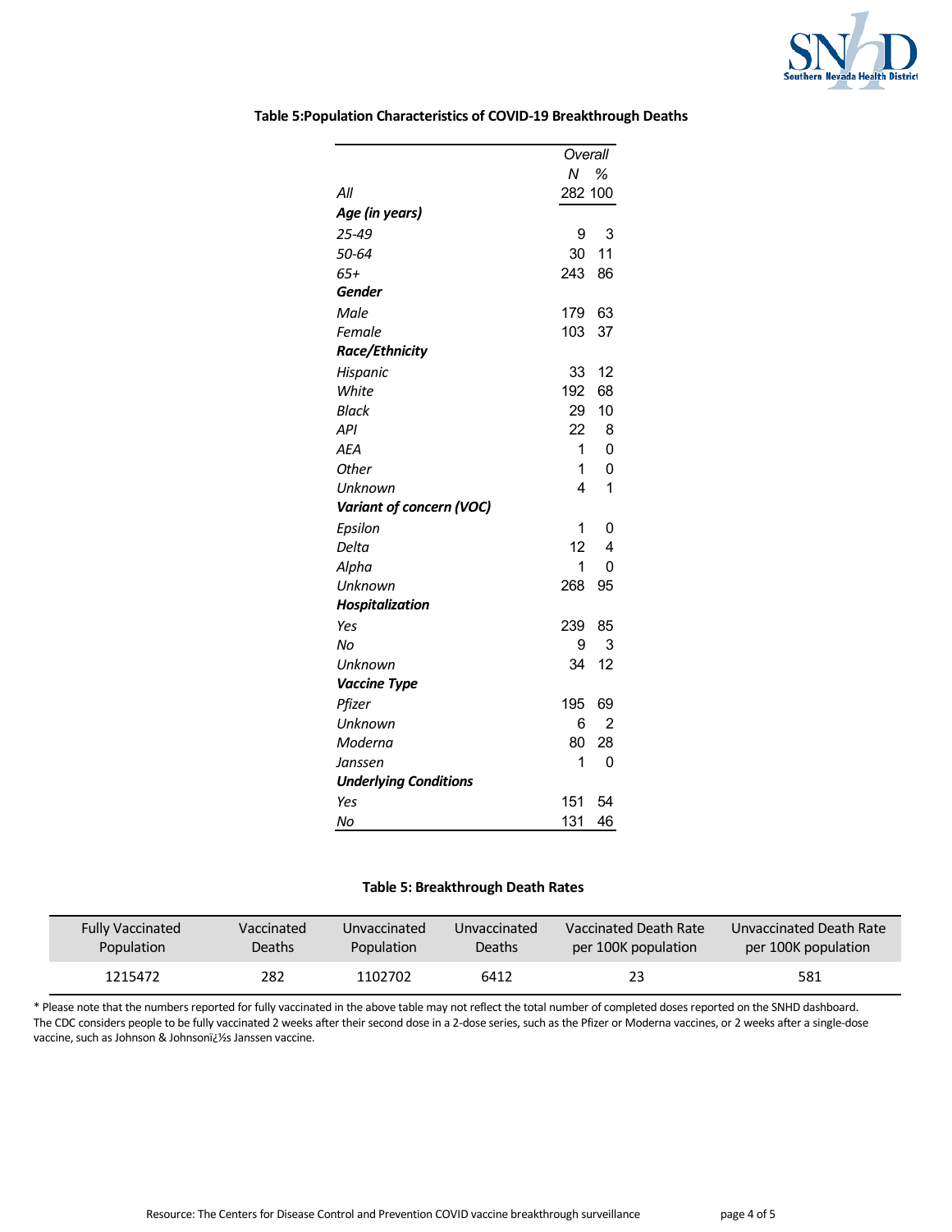**Table 5:Population Characteristics of COVID-19 Breakthrough Deaths**

| | Overall | |
|---|---|---|
| | N | % |
| *All* | 282 | 100 |
| ***Age (in years)*** | | |
| *25-49* | 9 | 3 |
| *50-64* | 30 | 11 |
| *65+* | 243 | 86 |
| ***Gender*** | | |
| *Male* | 179 | 63 |
| *Female* | 103 | 37 |
| ***Race/Ethnicity*** | | |
| *Hispanic* | 33 | 12 |
| *White* | 192 | 68 |
| *Black* | 29 | 10 |
| *API* | 22 | 8 |
| *AEA* | 1 | 0 |
| *Other* | 1 | 0 |
| *Unknown* | 4 | 1 |
| ***Variant of concern (VOC)*** | | |
| *Epsilon* | 1 | 0 |
| *Delta* | 12 | 4 |
| *Alpha* | 1 | 0 |
| *Unknown* | 268 | 95 |
| ***Hospitalization*** | | |
| *Yes* | 239 | 85 |
| *No* | 9 | 3 |
| *Unknown* | 34 | 12 |
| ***Vaccine Type*** | | |
| *Pfizer* | 195 | 69 |
| *Unknown* | 6 | 2 |
| *Moderna* | 80 | 28 |
| *Janssen* | 1 | 0 |
| ***Underlying Conditions*** | | |
| *Yes* | 151 | 54 |
| *No* | 131 | 46 |

**Table 5: Breakthrough Death Rates**

| Fully Vaccinated Population | Vaccinated Deaths | Unvaccinated Population | Unvaccinated Deaths | Vaccinated Death Rate per 100K population | Unvaccinated Death Rate per 100K population |
|---|---|---|---|---|---|
| 1215472 | 282 | 1102702 | 6412 | 23 | 581 |

* Please note that the numbers reported for fully vaccinated in the above table may not reflect the total number of completed doses reported on the SNHD dashboard. The CDC considers people to be fully vaccinated 2 weeks after their second dose in a 2-dose series, such as the Pfizer or Moderna vaccines, or 2 weeks after a single-dose vaccine, such as Johnson & Johnsonï¿½s Janssen vaccine.

Resource: The Centers for Disease Control and Prevention COVID vaccine breakthrough surveillance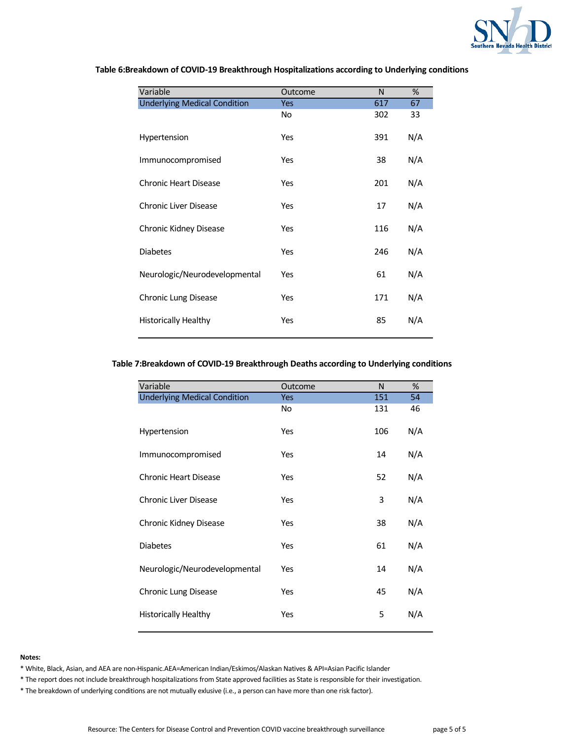**Table 6:Breakdown of COVID-19 Breakthrough Hospitalizations according to Underlying conditions**

| Variable | Outcome | N | % |
|---|---|---|---|
| Underlying Medical Condition | Yes | 617 | 67 |
| | No | 302 | 33 |
| Hypertension | Yes | 391 | N/A |
| Immunocompromised | Yes | 38 | N/A |
| Chronic Heart Disease | Yes | 201 | N/A |
| Chronic Liver Disease | Yes | 17 | N/A |
| Chronic Kidney Disease | Yes | 116 | N/A |
| Diabetes | Yes | 246 | N/A |
| Neurologic/Neurodevelopmental | Yes | 61 | N/A |
| Chronic Lung Disease | Yes | 171 | N/A |
| Historically Healthy | Yes | 85 | N/A |

**Table 7:Breakdown of COVID-19 Breakthrough Deaths according to Underlying conditions**

| Variable | Outcome | N | % |
|---|---|---|---|
| Underlying Medical Condition | Yes | 151 | 54 |
| | No | 131 | 46 |
| Hypertension | Yes | 106 | N/A |
| Immunocompromised | Yes | 14 | N/A |
| Chronic Heart Disease | Yes | 52 | N/A |
| Chronic Liver Disease | Yes | 3 | N/A |
| Chronic Kidney Disease | Yes | 38 | N/A |
| Diabetes | Yes | 61 | N/A |
| Neurologic/Neurodevelopmental | Yes | 14 | N/A |
| Chronic Lung Disease | Yes | 45 | N/A |
| Historically Healthy | Yes | 5 | N/A |

**Notes:**

* White, Black, Asian, and AEA are non-Hispanic.AEA=American Indian/Eskimos/Alaskan Natives & API=Asian Pacific Islander
* The report does not include breakthrough hospitalizations from State approved facilities as State is responsible for their investigation.
* The breakdown of underlying conditions are not mutually exlusive (i.e., a person can have more than one risk factor).

Resource: The Centers for Disease Control and Prevention COVID vaccine breakthrough surveillance